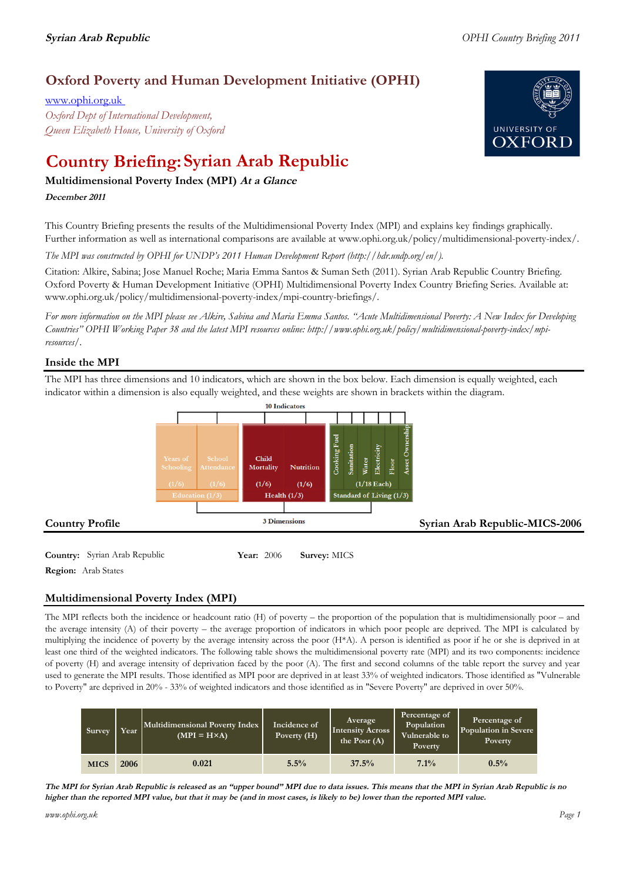# Oxford Poverty and Human Development Initiative (OPHI)

www.ophi.org.uk
*Oxford Dept of International Development,*
*Queen Elizabeth House, University of Oxford*

# Country Briefing: Syrian Arab Republic

### Multidimensional Poverty Index (MPI) *At a Glance*

***December 2011***

This Country Briefing presents the results of the Multidimensional Poverty Index (MPI) and explains key findings graphically. Further information as well as international comparisons are available at www.ophi.org.uk/policy/multidimensional-poverty-index/.

*The MPI was constructed by OPHI for UNDP's 2011 Human Development Report (http://hdr.undp.org/en/).*

Citation: Alkire, Sabina; Jose Manuel Roche; Maria Emma Santos & Suman Seth (2011). Syrian Arab Republic Country Briefing. Oxford Poverty & Human Development Initiative (OPHI) Multidimensional Poverty Index Country Briefing Series. Available at: www.ophi.org.uk/policy/multidimensional-poverty-index/mpi-country-briefings/.

*For more information on the MPI please see Alkire, Sabina and Maria Emma Santos. "Acute Multidimensional Poverty: A New Index for Developing Countries" OPHI Working Paper 38 and the latest MPI resources online: http://www.ophi.org.uk/policy/multidimensional-poverty-index/mpi-resources/.*

## Inside the MPI

The MPI has three dimensions and 10 indicators, which are shown in the box below. Each dimension is equally weighted, each indicator within a dimension is also equally weighted, and these weights are shown in brackets within the diagram.

10 Indicators

| Education (1/3) | | Health (1/3) | | Standard of Living (1/3) |
|---|---|---|---|---|
| Years of Schooling (1/6) | School Attendance (1/6) | Child Mortality (1/6) | Nutrition (1/6) | Cooking Fuel, Sanitation, Water, Electricity, Floor, Asset Ownership (1/18 Each) |

3 Dimensions

## Country Profile

**Syrian Arab Republic-MICS-2006**

**Country:** Syrian Arab Republic **Year:** 2006 **Survey:** MICS

**Region:** Arab States

## Multidimensional Poverty Index (MPI)

The MPI reflects both the incidence or headcount ratio (H) of poverty – the proportion of the population that is multidimensionally poor – and the average intensity (A) of their poverty – the average proportion of indicators in which poor people are deprived. The MPI is calculated by multiplying the incidence of poverty by the average intensity across the poor (H*A). A person is identified as poor if he or she is deprived in at least one third of the weighted indicators. The following table shows the multidimensional poverty rate (MPI) and its two components: incidence of poverty (H) and average intensity of deprivation faced by the poor (A). The first and second columns of the table report the survey and year used to generate the MPI results. Those identified as MPI poor are deprived in at least 33% of weighted indicators. Those identified as "Vulnerable to Poverty" are deprived in 20% - 33% of weighted indicators and those identified as in "Severe Poverty" are deprived in over 50%.

| Survey | Year | Multidimensional Poverty Index (MPI = H×A) | Incidence of Poverty (H) | Average Intensity Across the Poor (A) | Percentage of Population Vulnerable to Poverty | Percentage of Population in Severe Poverty |
|---|---|---|---|---|---|---|
| MICS | 2006 | 0.021 | 5.5% | 37.5% | 7.1% | 0.5% |

***The MPI for Syrian Arab Republic is released as an "upper bound" MPI due to data issues. This means that the MPI in Syrian Arab Republic is no higher than the reported MPI value, but that it may be (and in most cases, is likely to be) lower than the reported MPI value.***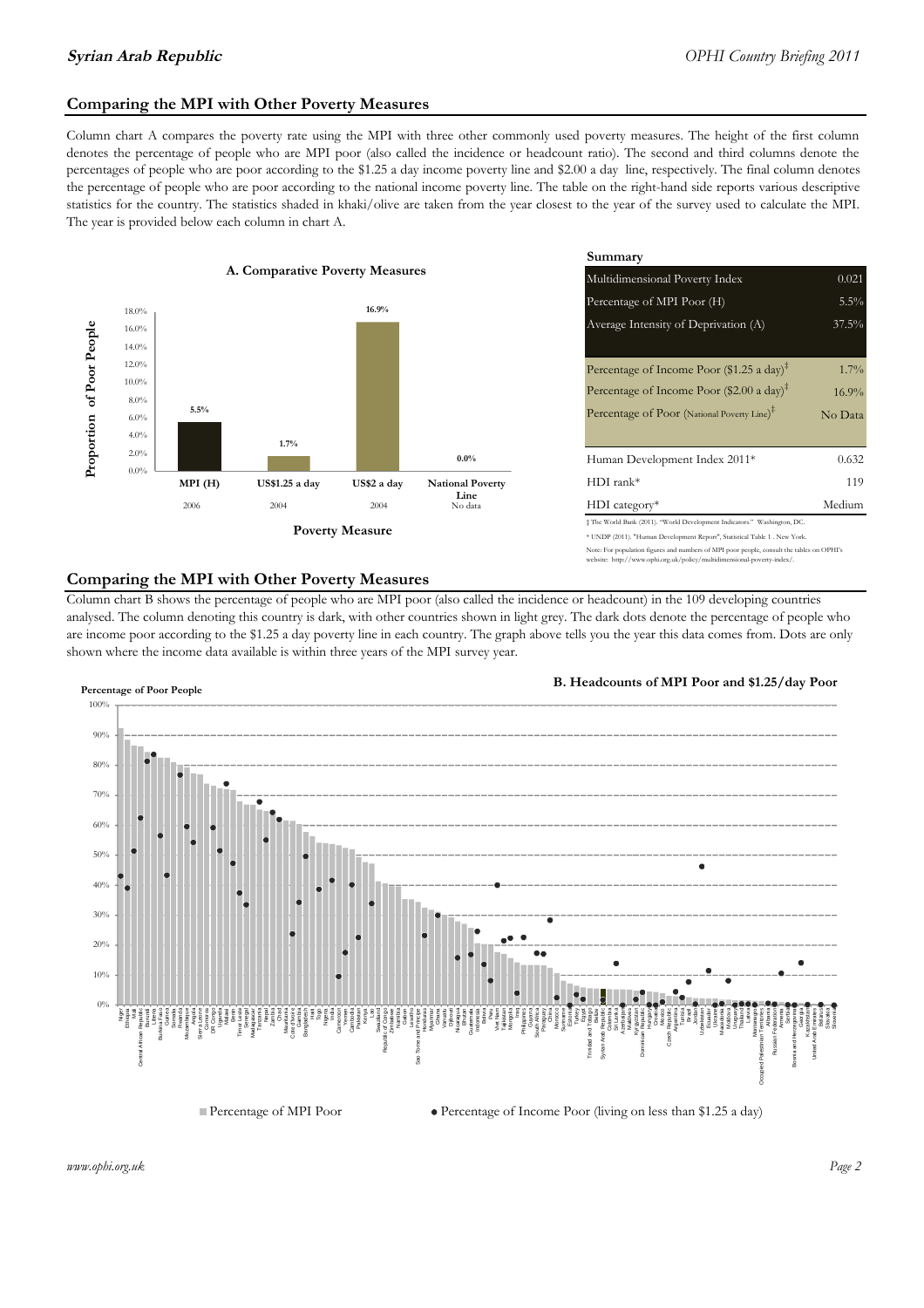## Comparing the MPI with Other Poverty Measures

Column chart A compares the poverty rate using the MPI with three other commonly used poverty measures. The height of the first column denotes the percentage of people who are MPI poor (also called the incidence or headcount ratio). The second and third columns denote the percentages of people who are poor according to the $1.25 a day income poverty line and $2.00 a day line, respectively. The final column denotes the percentage of people who are poor according to the national income poverty line. The table on the right-hand side reports various descriptive statistics for the country. The statistics shaded in khaki/olive are taken from the year closest to the year of the survey used to calculate the MPI. The year is provided below each column in chart A.

**A. Comparative Poverty Measures**

| Poverty Measure | Proportion of Poor People | Year |
|---|---|---|
| MPI (H) | 5.5% | 2006 |
| US$1.25 a day | 1.7% | 2004 |
| US$2 a day | 16.9% | 2004 |
| National Poverty Line | 0.0% | No data |

**Summary**

| | |
|---|---|
| Multidimensional Poverty Index | 0.021 |
| Percentage of MPI Poor (H) | 5.5% |
| Average Intensity of Deprivation (A) | 37.5% |
| Percentage of Income Poor ($1.25 a day)[‡] | 1.7% |
| Percentage of Income Poor ($2.00 a day)[‡] | 16.9% |
| Percentage of Poor (National Poverty Line)[‡] | No Data |
| Human Development Index 2011* | 0.632 |
| HDI rank* | 119 |
| HDI category* | Medium |

‡ The World Bank (2011). "World Development Indicators." Washington, DC.

* UNDP (2011). "Human Development Report", Statistical Table 1 . New York.

Note: For population figures and numbers of MPI poor people, consult the tables on OPHI's website: http://www.ophi.org.uk/policy/multidimensional-poverty-index/.

## Comparing the MPI with Other Poverty Measures

Column chart B shows the percentage of people who are MPI poor (also called the incidence or headcount) in the 109 developing countries analysed. The column denoting this country is dark, with other countries shown in light grey. The dark dots denote the percentage of people who are income poor according to the $1.25 a day poverty line in each country. The graph above tells you the year this data comes from. Dots are only shown where the income data available is within three years of the MPI survey year.

**B. Headcounts of MPI Poor and $1.25/day Poor**

Percentage of Poor People

■ Percentage of MPI Poor ● Percentage of Income Poor (living on less than $1.25 a day)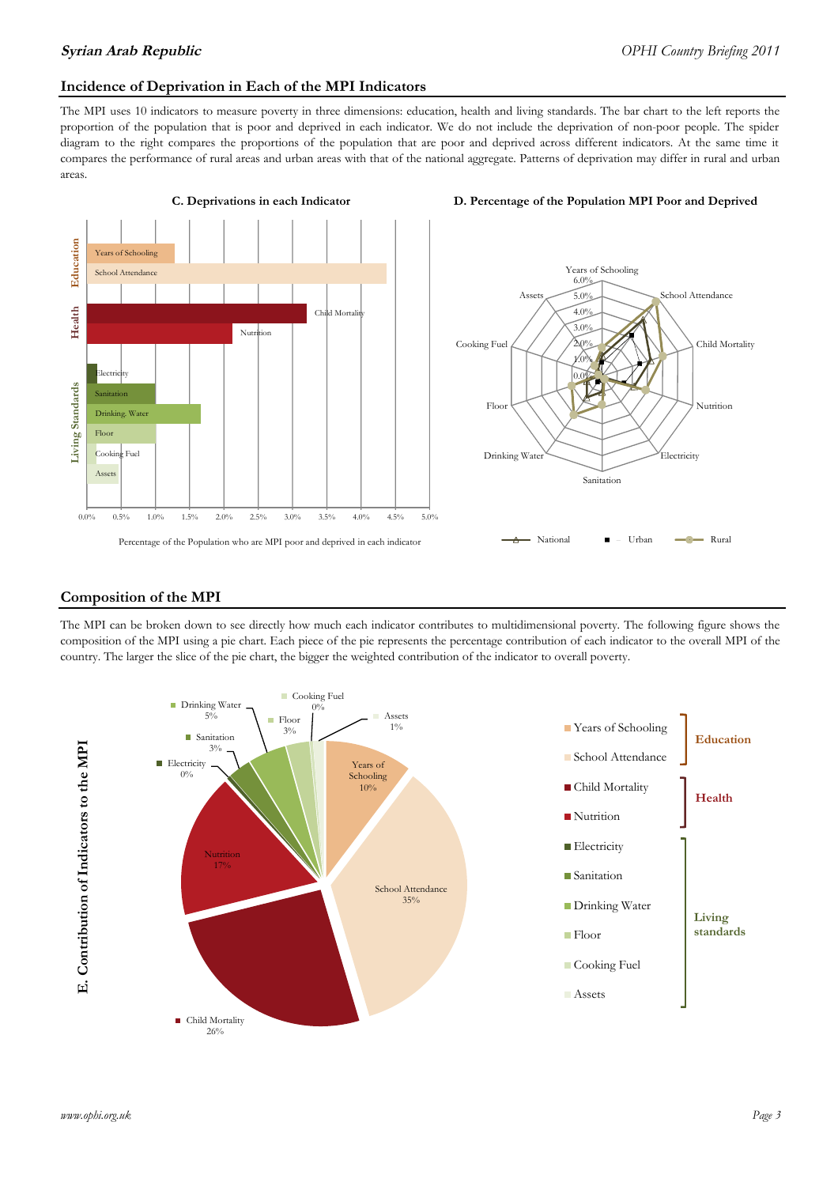## Incidence of Deprivation in Each of the MPI Indicators

The MPI uses 10 indicators to measure poverty in three dimensions: education, health and living standards. The bar chart to the left reports the proportion of the population that is poor and deprived in each indicator. We do not include the deprivation of non-poor people. The spider diagram to the right compares the proportions of the population that are poor and deprived across different indicators. At the same time it compares the performance of rural areas and urban areas with that of the national aggregate. Patterns of deprivation may differ in rural and urban areas.

**C. Deprivations in each Indicator**

Percentage of the Population who are MPI poor and deprived in each indicator

**D. Percentage of the Population MPI Poor and Deprived**

## Composition of the MPI

The MPI can be broken down to see directly how much each indicator contributes to multidimensional poverty. The following figure shows the composition of the MPI using a pie chart. Each piece of the pie represents the percentage contribution of each indicator to the overall MPI of the country. The larger the slice of the pie chart, the bigger the weighted contribution of the indicator to overall poverty.

**E. Contribution of Indicators to the MPI**

| Dimension | Indicator | Contribution |
|---|---|---|
| Education | Years of Schooling | 10% |
| Education | School Attendance | 35% |
| Health | Child Mortality | 26% |
| Health | Nutrition | 17% |
| Living standards | Electricity | 0% |
| Living standards | Sanitation | 3% |
| Living standards | Drinking Water | 5% |
| Living standards | Floor | 3% |
| Living standards | Cooking Fuel | 0% |
| Living standards | Assets | 1% |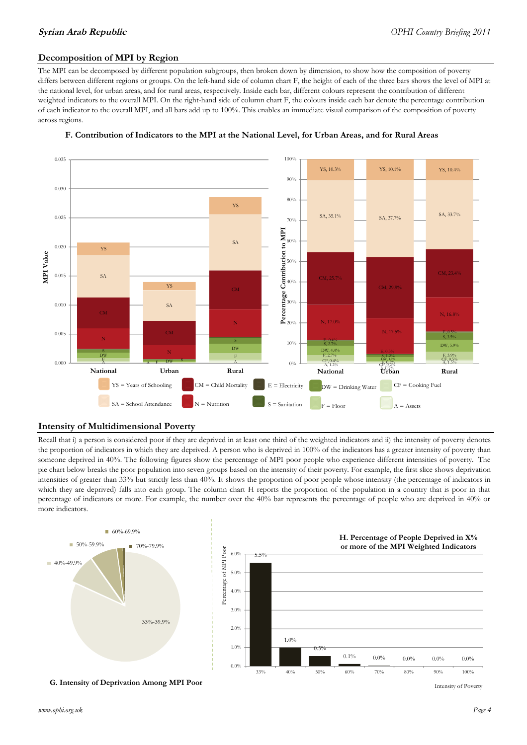## Decomposition of MPI by Region

The MPI can be decomposed by different population subgroups, then broken down by dimension, to show how the composition of poverty differs between different regions or groups. On the left-hand side of column chart F, the height of each of the three bars shows the level of MPI at the national level, for urban areas, and for rural areas, respectively. Inside each bar, different colours represent the contribution of different weighted indicators to the overall MPI. On the right-hand side of column chart F, the colours inside each bar denote the percentage contribution of each indicator to the overall MPI, and all bars add up to 100%. This enables an immediate visual comparison of the composition of poverty across regions.

**F. Contribution of Indicators to the MPI at the National Level, for Urban Areas, and for Rural Areas**

MPI Value

0.035
0.030
0.025
0.020
0.015
0.010
0.005
0.000

National
YS
SA
CM
N
S
DW
F
A

Urban
YS
SA
CM
N
A F DW S

Rural
YS
SA
CM
N
S
DW
F
A

Percentage Contribution to MPI

100%
90%
80%
70%
60%
50%
40%
30%
20%
10%
0%

National
YS, 10.3%
SA, 35.1%
CM, 25.7%
N, 17.0%
E, 0.4%
S, 2.7%
DW, 4.4%
F, 2.7%
CF, 0.4%
A, 1.2%

Urban
YS, 10.1%
SA, 37.7%
CM, 29.9%
N, 17.5%
E, 0.3%
S, 1.2%
DW, 1.9%
F, 1.0%
CF, 0.2%
A, 0.2%

Rural
YS, 10.4%
SA, 33.7%
CM, 23.4%
N, 16.8%
E, 0.5%
S, 3.5%
DW, 5.9%
F, 3.9%
CF, 0.5%
A, 1.5%

YS = Years of Schooling
CM = Child Mortality
E = Electricity
DW = Drinking Water
CF = Cooking Fuel
SA = School Attendance
N = Nutrition
S = Sanitation
F = Floor
A = Assets

## Intensity of Multidimensional Poverty

Recall that i) a person is considered poor if they are deprived in at least one third of the weighted indicators and ii) the intensity of poverty denotes the proportion of indicators in which they are deprived. A person who is deprived in 100% of the indicators has a greater intensity of poverty than someone deprived in 40%. The following figures show the percentage of MPI poor people who experience different intensities of poverty. The pie chart below breaks the poor population into seven groups based on the intensity of their poverty. For example, the first slice shows deprivation intensities of greater than 33% but strictly less than 40%. It shows the proportion of poor people whose intensity (the percentage of indicators in which they are deprived) falls into each group. The column chart H reports the proportion of the population in a country that is poor in that percentage of indicators or more. For example, the number over the 40% bar represents the percentage of people who are deprived in 40% or more indicators.

60%-69.9%
50%-59.9%
70%-79.9%
40%-49.9%
33%-39.9%

**G. Intensity of Deprivation Among MPI Poor**

**H. Percentage of People Deprived in X% or more of the MPI Weighted Indicators**

Percentage of MPI Poor

6.0%
5.0%
4.0%
3.0%
2.0%
1.0%
0.0%

5.5%
1.0%
0.5%
0.1%
0.0%
0.0%
0.0%
0.0%

33%
40%
50%
60%
70%
80%
90%
100%

Intensity of Poverty